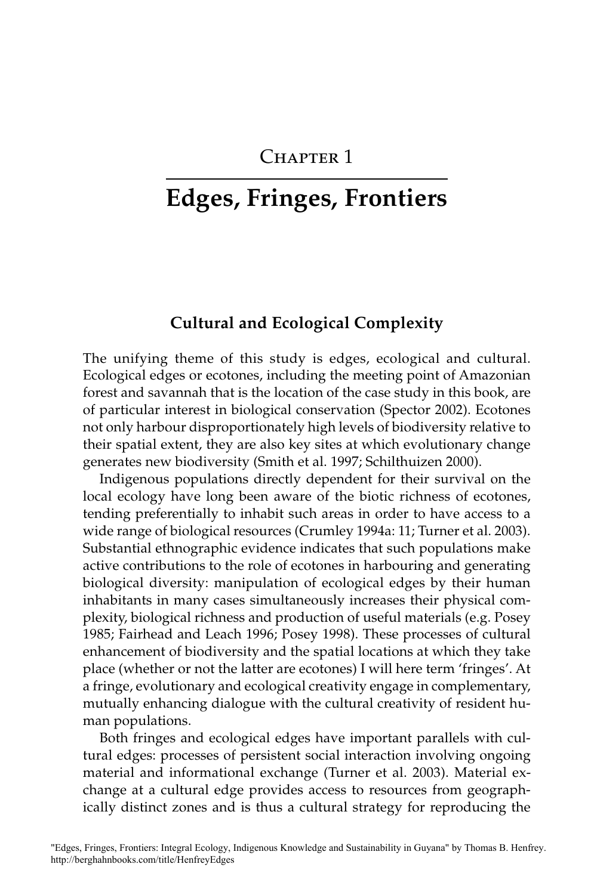# Chapter 1

# Edges, Fringes, Frontiers

## Cultural and Ecological Complexity

The unifying theme of this study is edges, ecological and cultural. Ecological edges or ecotones, including the meeting point of Amazonian forest and savannah that is the location of the case study in this book, are of particular interest in biological conservation (Spector 2002). Ecotones not only harbour disproportionately high levels of biodiversity relative to their spatial extent, they are also key sites at which evolutionary change generates new biodiversity (Smith et al. 1997; Schilthuizen 2000).

Indigenous populations directly dependent for their survival on the local ecology have long been aware of the biotic richness of ecotones, tending preferentially to inhabit such areas in order to have access to a wide range of biological resources (Crumley 1994a: 11; Turner et al. 2003). Substantial ethnographic evidence indicates that such populations make active contributions to the role of ecotones in harbouring and generating biological diversity: manipulation of ecological edges by their human inhabitants in many cases simultaneously increases their physical complexity, biological richness and production of useful materials (e.g. Posey 1985; Fairhead and Leach 1996; Posey 1998). These processes of cultural enhancement of biodiversity and the spatial locations at which they take place (whether or not the latter are ecotones) I will here term 'fringes'. At a fringe, evolutionary and ecological creativity engage in complementary, mutually enhancing dialogue with the cultural creativity of resident human populations.

Both fringes and ecological edges have important parallels with cultural edges: processes of persistent social interaction involving ongoing material and informational exchange (Turner et al. 2003). Material exchange at a cultural edge provides access to resources from geographically distinct zones and is thus a cultural strategy for reproducing the

"Edges, Fringes, Frontiers: Integral Ecology, Indigenous Knowledge and Sustainability in Guyana" by Thomas B. Henfrey. http://berghahnbooks.com/title/HenfreyEdges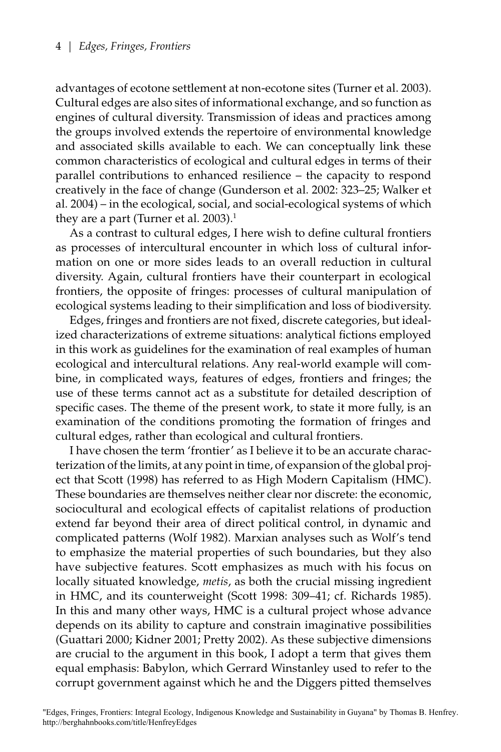advantages of ecotone settlement at non-ecotone sites (Turner et al. 2003). Cultural edges are also sites of informational exchange, and so function as engines of cultural diversity. Transmission of ideas and practices among the groups involved extends the repertoire of environmental knowledge and associated skills available to each. We can conceptually link these common characteristics of ecological and cultural edges in terms of their parallel contributions to enhanced resilience – the capacity to respond creatively in the face of change (Gunderson et al. 2002: 323–25; Walker et al. 2004) – in the ecological, social, and social-ecological systems of which they are a part (Turner et al. 2003).[1]

As a contrast to cultural edges, I here wish to define cultural frontiers as processes of intercultural encounter in which loss of cultural information on one or more sides leads to an overall reduction in cultural diversity. Again, cultural frontiers have their counterpart in ecological frontiers, the opposite of fringes: processes of cultural manipulation of ecological systems leading to their simplification and loss of biodiversity.

Edges, fringes and frontiers are not fixed, discrete categories, but idealized characterizations of extreme situations: analytical fictions employed in this work as guidelines for the examination of real examples of human ecological and intercultural relations. Any real-world example will combine, in complicated ways, features of edges, frontiers and fringes; the use of these terms cannot act as a substitute for detailed description of specific cases. The theme of the present work, to state it more fully, is an examination of the conditions promoting the formation of fringes and cultural edges, rather than ecological and cultural frontiers.

I have chosen the term 'frontier' as I believe it to be an accurate characterization of the limits, at any point in time, of expansion of the global project that Scott (1998) has referred to as High Modern Capitalism (HMC). These boundaries are themselves neither clear nor discrete: the economic, sociocultural and ecological effects of capitalist relations of production extend far beyond their area of direct political control, in dynamic and complicated patterns (Wolf 1982). Marxian analyses such as Wolf's tend to emphasize the material properties of such boundaries, but they also have subjective features. Scott emphasizes as much with his focus on locally situated knowledge, *metis*, as both the crucial missing ingredient in HMC, and its counterweight (Scott 1998: 309–41; cf. Richards 1985). In this and many other ways, HMC is a cultural project whose advance depends on its ability to capture and constrain imaginative possibilities (Guattari 2000; Kidner 2001; Pretty 2002). As these subjective dimensions are crucial to the argument in this book, I adopt a term that gives them equal emphasis: Babylon, which Gerrard Winstanley used to refer to the corrupt government against which he and the Diggers pitted themselves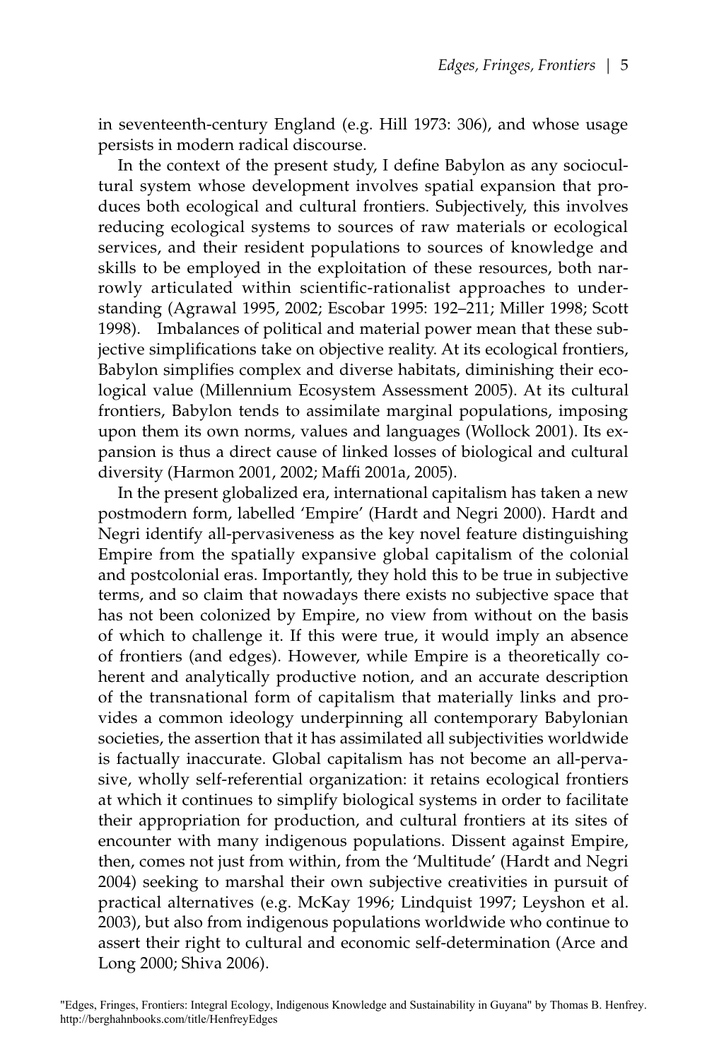in seventeenth-century England (e.g. Hill 1973: 306), and whose usage persists in modern radical discourse.

In the context of the present study, I define Babylon as any sociocultural system whose development involves spatial expansion that produces both ecological and cultural frontiers. Subjectively, this involves reducing ecological systems to sources of raw materials or ecological services, and their resident populations to sources of knowledge and skills to be employed in the exploitation of these resources, both narrowly articulated within scientific-rationalist approaches to understanding (Agrawal 1995, 2002; Escobar 1995: 192–211; Miller 1998; Scott 1998). Imbalances of political and material power mean that these subjective simplifications take on objective reality. At its ecological frontiers, Babylon simplifies complex and diverse habitats, diminishing their ecological value (Millennium Ecosystem Assessment 2005). At its cultural frontiers, Babylon tends to assimilate marginal populations, imposing upon them its own norms, values and languages (Wollock 2001). Its expansion is thus a direct cause of linked losses of biological and cultural diversity (Harmon 2001, 2002; Maffi 2001a, 2005).

In the present globalized era, international capitalism has taken a new postmodern form, labelled 'Empire' (Hardt and Negri 2000). Hardt and Negri identify all-pervasiveness as the key novel feature distinguishing Empire from the spatially expansive global capitalism of the colonial and postcolonial eras. Importantly, they hold this to be true in subjective terms, and so claim that nowadays there exists no subjective space that has not been colonized by Empire, no view from without on the basis of which to challenge it. If this were true, it would imply an absence of frontiers (and edges). However, while Empire is a theoretically coherent and analytically productive notion, and an accurate description of the transnational form of capitalism that materially links and provides a common ideology underpinning all contemporary Babylonian societies, the assertion that it has assimilated all subjectivities worldwide is factually inaccurate. Global capitalism has not become an all-pervasive, wholly self-referential organization: it retains ecological frontiers at which it continues to simplify biological systems in order to facilitate their appropriation for production, and cultural frontiers at its sites of encounter with many indigenous populations. Dissent against Empire, then, comes not just from within, from the 'Multitude' (Hardt and Negri 2004) seeking to marshal their own subjective creativities in pursuit of practical alternatives (e.g. McKay 1996; Lindquist 1997; Leyshon et al. 2003), but also from indigenous populations worldwide who continue to assert their right to cultural and economic self-determination (Arce and Long 2000; Shiva 2006).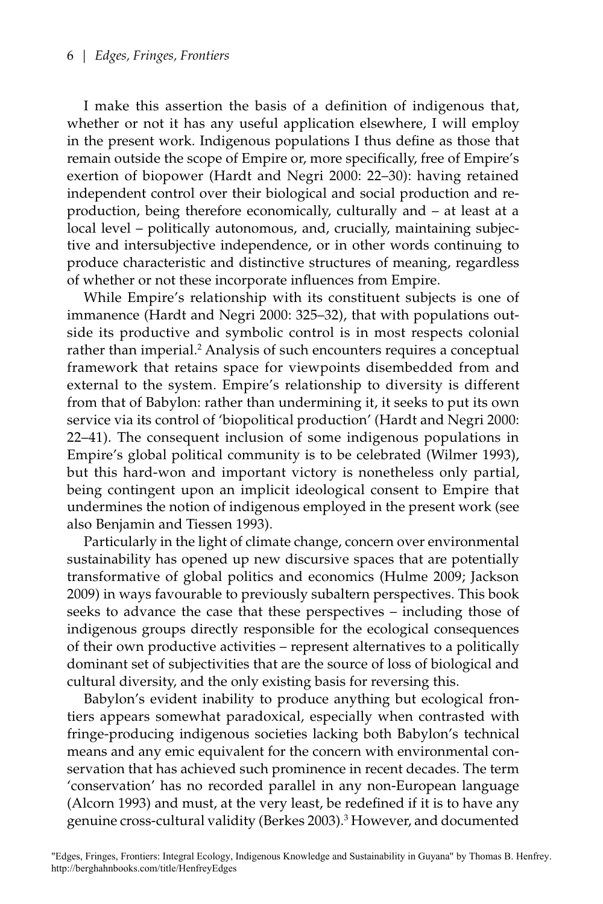I make this assertion the basis of a definition of indigenous that, whether or not it has any useful application elsewhere, I will employ in the present work. Indigenous populations I thus define as those that remain outside the scope of Empire or, more specifically, free of Empire's exertion of biopower (Hardt and Negri 2000: 22–30): having retained independent control over their biological and social production and reproduction, being therefore economically, culturally and – at least at a local level – politically autonomous, and, crucially, maintaining subjective and intersubjective independence, or in other words continuing to produce characteristic and distinctive structures of meaning, regardless of whether or not these incorporate influences from Empire.

While Empire's relationship with its constituent subjects is one of immanence (Hardt and Negri 2000: 325–32), that with populations outside its productive and symbolic control is in most respects colonial rather than imperial.[2] Analysis of such encounters requires a conceptual framework that retains space for viewpoints disembedded from and external to the system. Empire's relationship to diversity is different from that of Babylon: rather than undermining it, it seeks to put its own service via its control of 'biopolitical production' (Hardt and Negri 2000: 22–41). The consequent inclusion of some indigenous populations in Empire's global political community is to be celebrated (Wilmer 1993), but this hard-won and important victory is nonetheless only partial, being contingent upon an implicit ideological consent to Empire that undermines the notion of indigenous employed in the present work (see also Benjamin and Tiessen 1993).

Particularly in the light of climate change, concern over environmental sustainability has opened up new discursive spaces that are potentially transformative of global politics and economics (Hulme 2009; Jackson 2009) in ways favourable to previously subaltern perspectives. This book seeks to advance the case that these perspectives – including those of indigenous groups directly responsible for the ecological consequences of their own productive activities – represent alternatives to a politically dominant set of subjectivities that are the source of loss of biological and cultural diversity, and the only existing basis for reversing this.

Babylon's evident inability to produce anything but ecological frontiers appears somewhat paradoxical, especially when contrasted with fringe-producing indigenous societies lacking both Babylon's technical means and any emic equivalent for the concern with environmental conservation that has achieved such prominence in recent decades. The term 'conservation' has no recorded parallel in any non-European language (Alcorn 1993) and must, at the very least, be redefined if it is to have any genuine cross-cultural validity (Berkes 2003).[3] However, and documented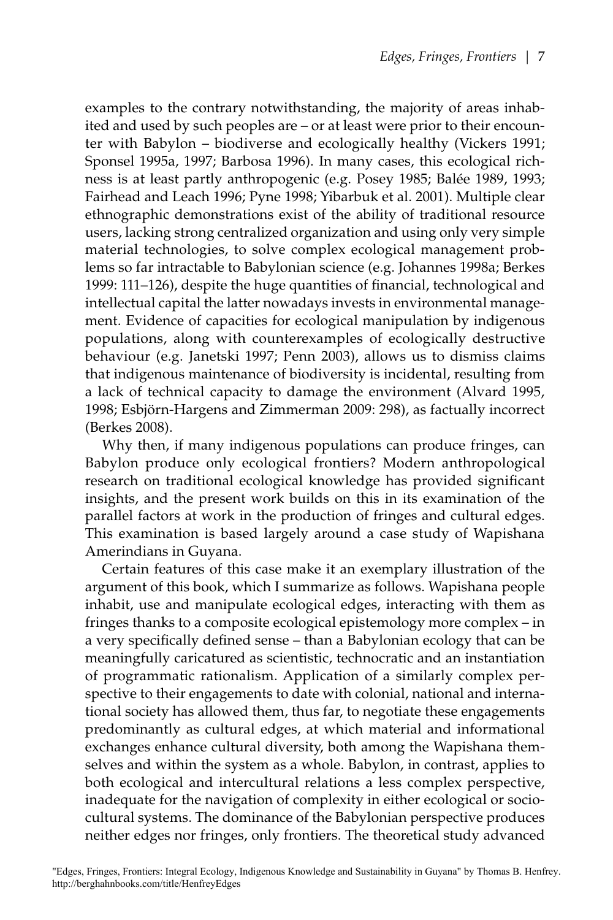examples to the contrary notwithstanding, the majority of areas inhabited and used by such peoples are – or at least were prior to their encounter with Babylon – biodiverse and ecologically healthy (Vickers 1991; Sponsel 1995a, 1997; Barbosa 1996). In many cases, this ecological richness is at least partly anthropogenic (e.g. Posey 1985; Balée 1989, 1993; Fairhead and Leach 1996; Pyne 1998; Yibarbuk et al. 2001). Multiple clear ethnographic demonstrations exist of the ability of traditional resource users, lacking strong centralized organization and using only very simple material technologies, to solve complex ecological management problems so far intractable to Babylonian science (e.g. Johannes 1998a; Berkes 1999: 111–126), despite the huge quantities of financial, technological and intellectual capital the latter nowadays invests in environmental management. Evidence of capacities for ecological manipulation by indigenous populations, along with counterexamples of ecologically destructive behaviour (e.g. Janetski 1997; Penn 2003), allows us to dismiss claims that indigenous maintenance of biodiversity is incidental, resulting from a lack of technical capacity to damage the environment (Alvard 1995, 1998; Esbjörn-Hargens and Zimmerman 2009: 298), as factually incorrect (Berkes 2008).

Why then, if many indigenous populations can produce fringes, can Babylon produce only ecological frontiers? Modern anthropological research on traditional ecological knowledge has provided significant insights, and the present work builds on this in its examination of the parallel factors at work in the production of fringes and cultural edges. This examination is based largely around a case study of Wapishana Amerindians in Guyana.

Certain features of this case make it an exemplary illustration of the argument of this book, which I summarize as follows. Wapishana people inhabit, use and manipulate ecological edges, interacting with them as fringes thanks to a composite ecological epistemology more complex – in a very specifically defined sense – than a Babylonian ecology that can be meaningfully caricatured as scientistic, technocratic and an instantiation of programmatic rationalism. Application of a similarly complex perspective to their engagements to date with colonial, national and international society has allowed them, thus far, to negotiate these engagements predominantly as cultural edges, at which material and informational exchanges enhance cultural diversity, both among the Wapishana themselves and within the system as a whole. Babylon, in contrast, applies to both ecological and intercultural relations a less complex perspective, inadequate for the navigation of complexity in either ecological or sociocultural systems. The dominance of the Babylonian perspective produces neither edges nor fringes, only frontiers. The theoretical study advanced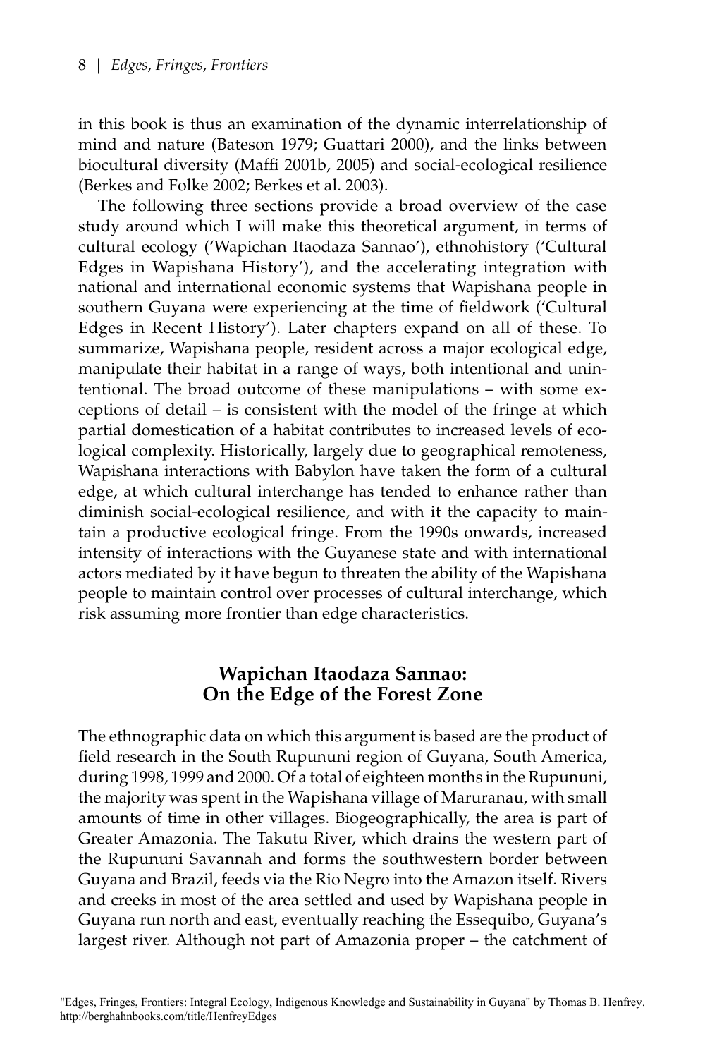in this book is thus an examination of the dynamic interrelationship of mind and nature (Bateson 1979; Guattari 2000), and the links between biocultural diversity (Maffi 2001b, 2005) and social-ecological resilience (Berkes and Folke 2002; Berkes et al. 2003).

The following three sections provide a broad overview of the case study around which I will make this theoretical argument, in terms of cultural ecology ('Wapichan Itaodaza Sannao'), ethnohistory ('Cultural Edges in Wapishana History'), and the accelerating integration with national and international economic systems that Wapishana people in southern Guyana were experiencing at the time of fieldwork ('Cultural Edges in Recent History'). Later chapters expand on all of these. To summarize, Wapishana people, resident across a major ecological edge, manipulate their habitat in a range of ways, both intentional and unintentional. The broad outcome of these manipulations – with some exceptions of detail – is consistent with the model of the fringe at which partial domestication of a habitat contributes to increased levels of ecological complexity. Historically, largely due to geographical remoteness, Wapishana interactions with Babylon have taken the form of a cultural edge, at which cultural interchange has tended to enhance rather than diminish social-ecological resilience, and with it the capacity to maintain a productive ecological fringe. From the 1990s onwards, increased intensity of interactions with the Guyanese state and with international actors mediated by it have begun to threaten the ability of the Wapishana people to maintain control over processes of cultural interchange, which risk assuming more frontier than edge characteristics.

## Wapichan Itaodaza Sannao: On the Edge of the Forest Zone

The ethnographic data on which this argument is based are the product of field research in the South Rupununi region of Guyana, South America, during 1998, 1999 and 2000. Of a total of eighteen months in the Rupununi, the majority was spent in the Wapishana village of Maruranau, with small amounts of time in other villages. Biogeographically, the area is part of Greater Amazonia. The Takutu River, which drains the western part of the Rupununi Savannah and forms the southwestern border between Guyana and Brazil, feeds via the Rio Negro into the Amazon itself. Rivers and creeks in most of the area settled and used by Wapishana people in Guyana run north and east, eventually reaching the Essequibo, Guyana's largest river. Although not part of Amazonia proper – the catchment of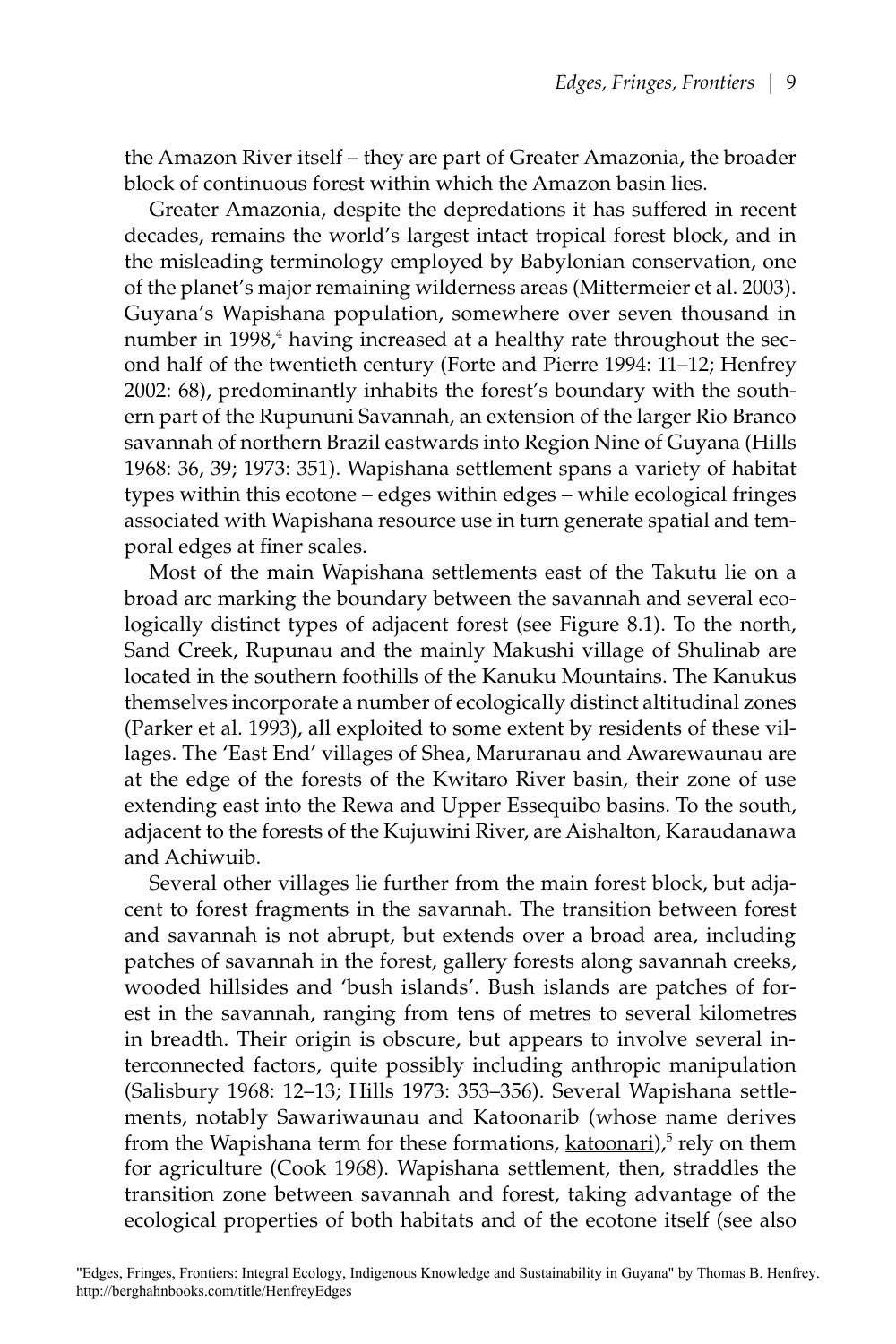the Amazon River itself – they are part of Greater Amazonia, the broader block of continuous forest within which the Amazon basin lies.

Greater Amazonia, despite the depredations it has suffered in recent decades, remains the world's largest intact tropical forest block, and in the misleading terminology employed by Babylonian conservation, one of the planet's major remaining wilderness areas (Mittermeier et al. 2003). Guyana's Wapishana population, somewhere over seven thousand in number in 1998,[4] having increased at a healthy rate throughout the second half of the twentieth century (Forte and Pierre 1994: 11–12; Henfrey 2002: 68), predominantly inhabits the forest's boundary with the southern part of the Rupununi Savannah, an extension of the larger Rio Branco savannah of northern Brazil eastwards into Region Nine of Guyana (Hills 1968: 36, 39; 1973: 351). Wapishana settlement spans a variety of habitat types within this ecotone – edges within edges – while ecological fringes associated with Wapishana resource use in turn generate spatial and temporal edges at finer scales.

Most of the main Wapishana settlements east of the Takutu lie on a broad arc marking the boundary between the savannah and several ecologically distinct types of adjacent forest (see Figure 8.1). To the north, Sand Creek, Rupunau and the mainly Makushi village of Shulinab are located in the southern foothills of the Kanuku Mountains. The Kanukus themselves incorporate a number of ecologically distinct altitudinal zones (Parker et al. 1993), all exploited to some extent by residents of these villages. The 'East End' villages of Shea, Maruranau and Awarewaunau are at the edge of the forests of the Kwitaro River basin, their zone of use extending east into the Rewa and Upper Essequibo basins. To the south, adjacent to the forests of the Kujuwini River, are Aishalton, Karaudanawa and Achiwuib.

Several other villages lie further from the main forest block, but adjacent to forest fragments in the savannah. The transition between forest and savannah is not abrupt, but extends over a broad area, including patches of savannah in the forest, gallery forests along savannah creeks, wooded hillsides and 'bush islands'. Bush islands are patches of forest in the savannah, ranging from tens of metres to several kilometres in breadth. Their origin is obscure, but appears to involve several interconnected factors, quite possibly including anthropic manipulation (Salisbury 1968: 12–13; Hills 1973: 353–356). Several Wapishana settlements, notably Sawariwaunau and Katoonarib (whose name derives from the Wapishana term for these formations, <u>katoonari</u>),[5] rely on them for agriculture (Cook 1968). Wapishana settlement, then, straddles the transition zone between savannah and forest, taking advantage of the ecological properties of both habitats and of the ecotone itself (see also

"Edges, Fringes, Frontiers: Integral Ecology, Indigenous Knowledge and Sustainability in Guyana" by Thomas B. Henfrey. http://berghahnbooks.com/title/HenfreyEdges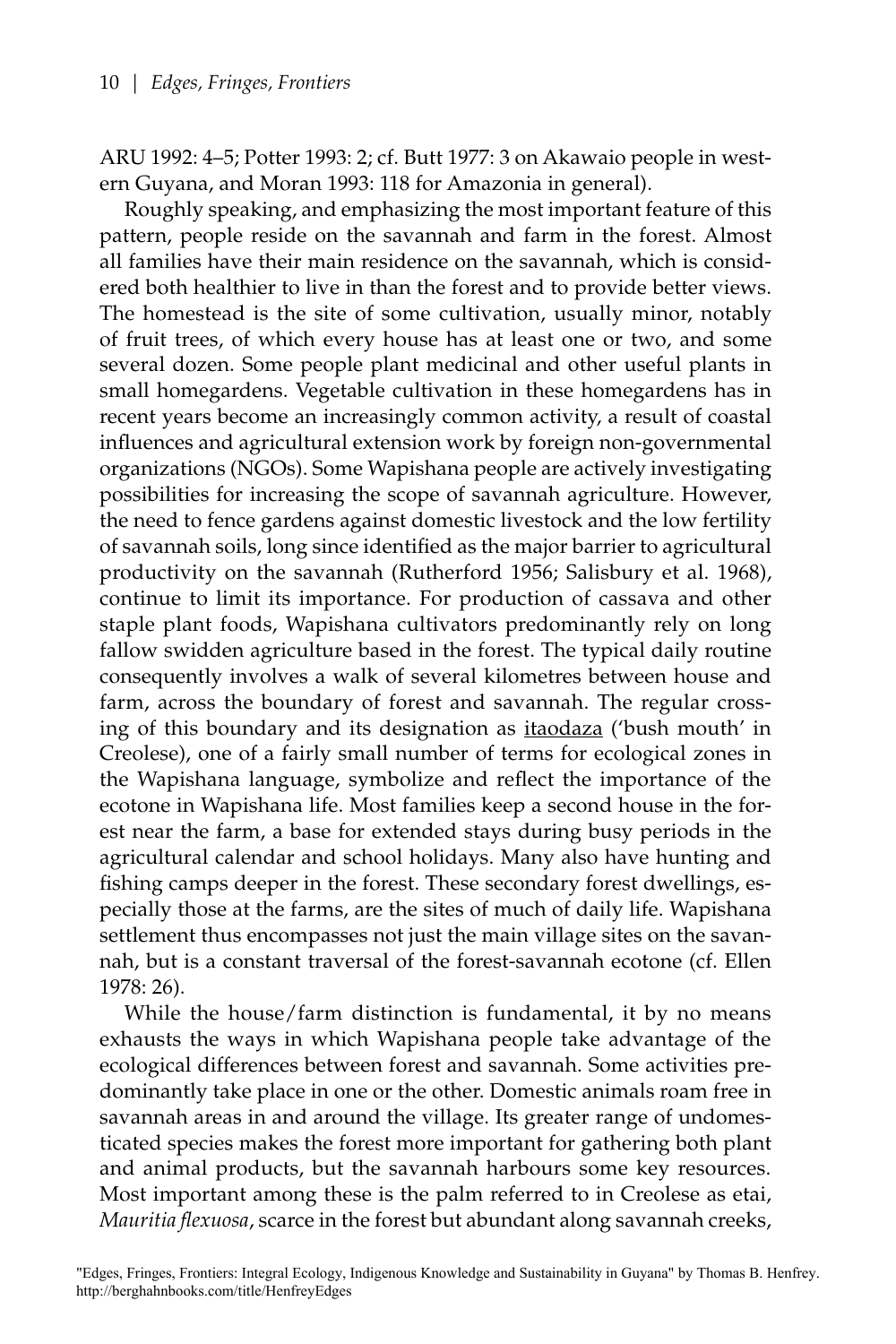ARU 1992: 4–5; Potter 1993: 2; cf. Butt 1977: 3 on Akawaio people in western Guyana, and Moran 1993: 118 for Amazonia in general).

Roughly speaking, and emphasizing the most important feature of this pattern, people reside on the savannah and farm in the forest. Almost all families have their main residence on the savannah, which is considered both healthier to live in than the forest and to provide better views. The homestead is the site of some cultivation, usually minor, notably of fruit trees, of which every house has at least one or two, and some several dozen. Some people plant medicinal and other useful plants in small homegardens. Vegetable cultivation in these homegardens has in recent years become an increasingly common activity, a result of coastal influences and agricultural extension work by foreign non-governmental organizations (NGOs). Some Wapishana people are actively investigating possibilities for increasing the scope of savannah agriculture. However, the need to fence gardens against domestic livestock and the low fertility of savannah soils, long since identified as the major barrier to agricultural productivity on the savannah (Rutherford 1956; Salisbury et al. 1968), continue to limit its importance. For production of cassava and other staple plant foods, Wapishana cultivators predominantly rely on long fallow swidden agriculture based in the forest. The typical daily routine consequently involves a walk of several kilometres between house and farm, across the boundary of forest and savannah. The regular crossing of this boundary and its designation as itaodaza ('bush mouth' in Creolese), one of a fairly small number of terms for ecological zones in the Wapishana language, symbolize and reflect the importance of the ecotone in Wapishana life. Most families keep a second house in the forest near the farm, a base for extended stays during busy periods in the agricultural calendar and school holidays. Many also have hunting and fishing camps deeper in the forest. These secondary forest dwellings, especially those at the farms, are the sites of much of daily life. Wapishana settlement thus encompasses not just the main village sites on the savannah, but is a constant traversal of the forest-savannah ecotone (cf. Ellen 1978: 26).

While the house/farm distinction is fundamental, it by no means exhausts the ways in which Wapishana people take advantage of the ecological differences between forest and savannah. Some activities predominantly take place in one or the other. Domestic animals roam free in savannah areas in and around the village. Its greater range of undomesticated species makes the forest more important for gathering both plant and animal products, but the savannah harbours some key resources. Most important among these is the palm referred to in Creolese as etai, *Mauritia flexuosa*, scarce in the forest but abundant along savannah creeks,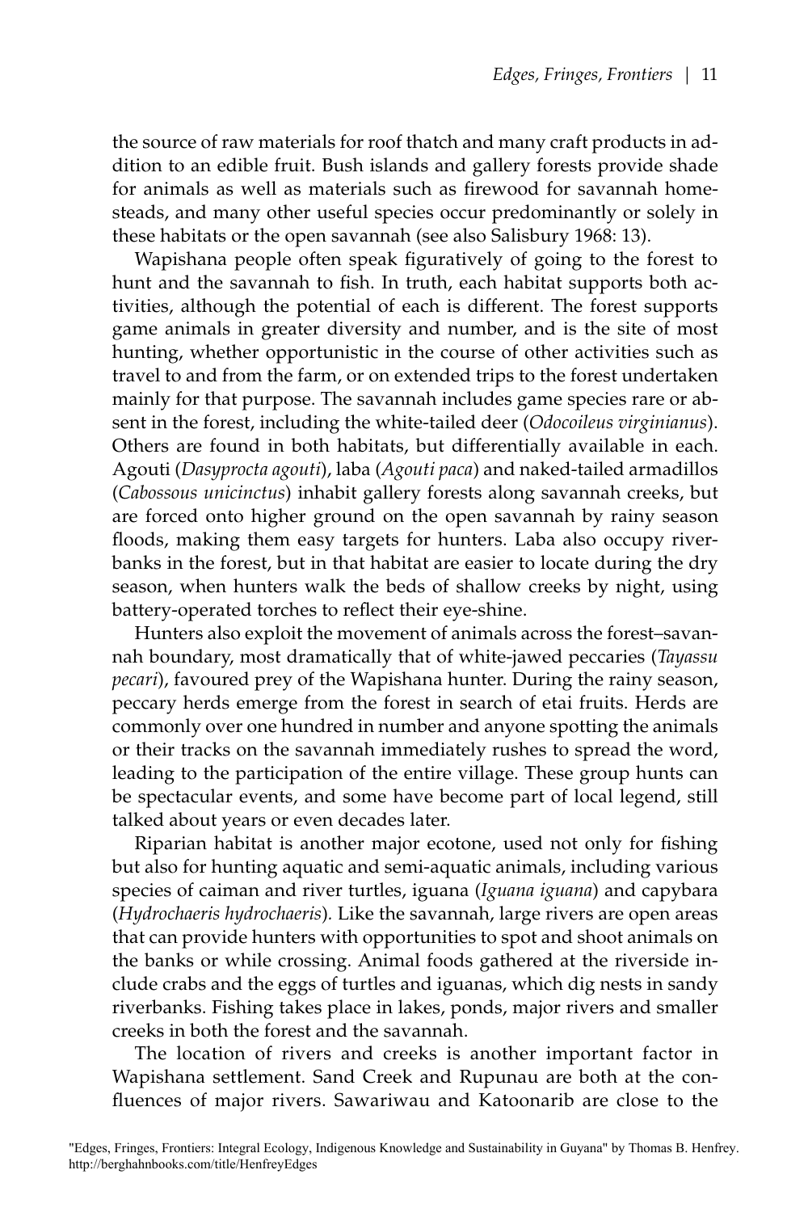the source of raw materials for roof thatch and many craft products in addition to an edible fruit. Bush islands and gallery forests provide shade for animals as well as materials such as firewood for savannah homesteads, and many other useful species occur predominantly or solely in these habitats or the open savannah (see also Salisbury 1968: 13).

Wapishana people often speak figuratively of going to the forest to hunt and the savannah to fish. In truth, each habitat supports both activities, although the potential of each is different. The forest supports game animals in greater diversity and number, and is the site of most hunting, whether opportunistic in the course of other activities such as travel to and from the farm, or on extended trips to the forest undertaken mainly for that purpose. The savannah includes game species rare or absent in the forest, including the white-tailed deer (*Odocoileus virginianus*). Others are found in both habitats, but differentially available in each. Agouti (*Dasyprocta agouti*), laba (*Agouti paca*) and naked-tailed armadillos (*Cabossous unicinctus*) inhabit gallery forests along savannah creeks, but are forced onto higher ground on the open savannah by rainy season floods, making them easy targets for hunters. Laba also occupy riverbanks in the forest, but in that habitat are easier to locate during the dry season, when hunters walk the beds of shallow creeks by night, using battery-operated torches to reflect their eye-shine.

Hunters also exploit the movement of animals across the forest–savannah boundary, most dramatically that of white-jawed peccaries (*Tayassu pecari*), favoured prey of the Wapishana hunter. During the rainy season, peccary herds emerge from the forest in search of etai fruits. Herds are commonly over one hundred in number and anyone spotting the animals or their tracks on the savannah immediately rushes to spread the word, leading to the participation of the entire village. These group hunts can be spectacular events, and some have become part of local legend, still talked about years or even decades later.

Riparian habitat is another major ecotone, used not only for fishing but also for hunting aquatic and semi-aquatic animals, including various species of caiman and river turtles, iguana (*Iguana iguana*) and capybara (*Hydrochaeris hydrochaeris*). Like the savannah, large rivers are open areas that can provide hunters with opportunities to spot and shoot animals on the banks or while crossing. Animal foods gathered at the riverside include crabs and the eggs of turtles and iguanas, which dig nests in sandy riverbanks. Fishing takes place in lakes, ponds, major rivers and smaller creeks in both the forest and the savannah.

The location of rivers and creeks is another important factor in Wapishana settlement. Sand Creek and Rupunau are both at the confluences of major rivers. Sawariwau and Katoonarib are close to the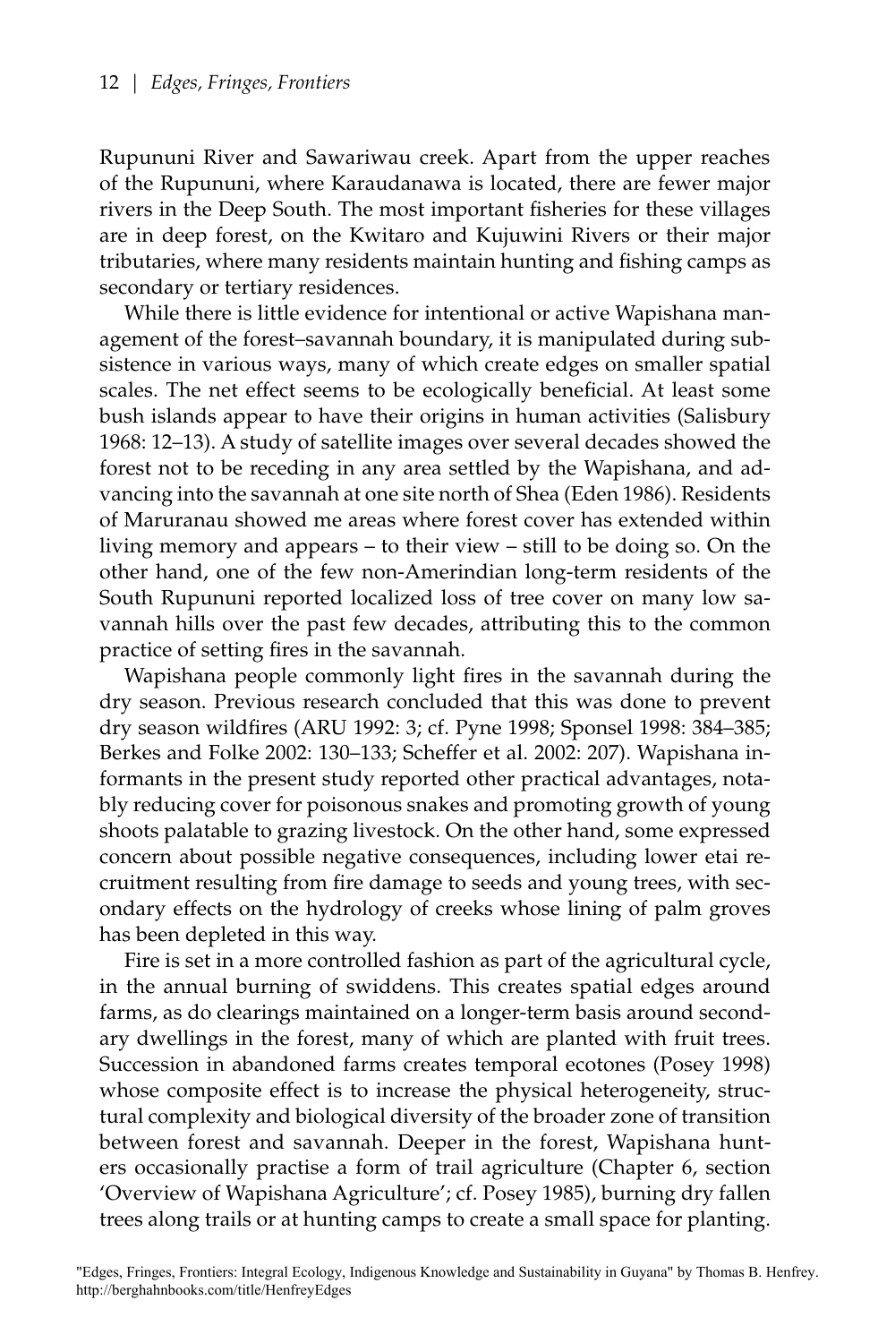Rupununi River and Sawariwau creek. Apart from the upper reaches of the Rupununi, where Karaudanawa is located, there are fewer major rivers in the Deep South. The most important fisheries for these villages are in deep forest, on the Kwitaro and Kujuwini Rivers or their major tributaries, where many residents maintain hunting and fishing camps as secondary or tertiary residences.

While there is little evidence for intentional or active Wapishana management of the forest–savannah boundary, it is manipulated during subsistence in various ways, many of which create edges on smaller spatial scales. The net effect seems to be ecologically beneficial. At least some bush islands appear to have their origins in human activities (Salisbury 1968: 12–13). A study of satellite images over several decades showed the forest not to be receding in any area settled by the Wapishana, and advancing into the savannah at one site north of Shea (Eden 1986). Residents of Maruranau showed me areas where forest cover has extended within living memory and appears – to their view – still to be doing so. On the other hand, one of the few non-Amerindian long-term residents of the South Rupununi reported localized loss of tree cover on many low savannah hills over the past few decades, attributing this to the common practice of setting fires in the savannah.

Wapishana people commonly light fires in the savannah during the dry season. Previous research concluded that this was done to prevent dry season wildfires (ARU 1992: 3; cf. Pyne 1998; Sponsel 1998: 384–385; Berkes and Folke 2002: 130–133; Scheffer et al. 2002: 207). Wapishana informants in the present study reported other practical advantages, notably reducing cover for poisonous snakes and promoting growth of young shoots palatable to grazing livestock. On the other hand, some expressed concern about possible negative consequences, including lower etai recruitment resulting from fire damage to seeds and young trees, with secondary effects on the hydrology of creeks whose lining of palm groves has been depleted in this way.

Fire is set in a more controlled fashion as part of the agricultural cycle, in the annual burning of swiddens. This creates spatial edges around farms, as do clearings maintained on a longer-term basis around secondary dwellings in the forest, many of which are planted with fruit trees. Succession in abandoned farms creates temporal ecotones (Posey 1998) whose composite effect is to increase the physical heterogeneity, structural complexity and biological diversity of the broader zone of transition between forest and savannah. Deeper in the forest, Wapishana hunters occasionally practise a form of trail agriculture (Chapter 6, section 'Overview of Wapishana Agriculture'; cf. Posey 1985), burning dry fallen trees along trails or at hunting camps to create a small space for planting.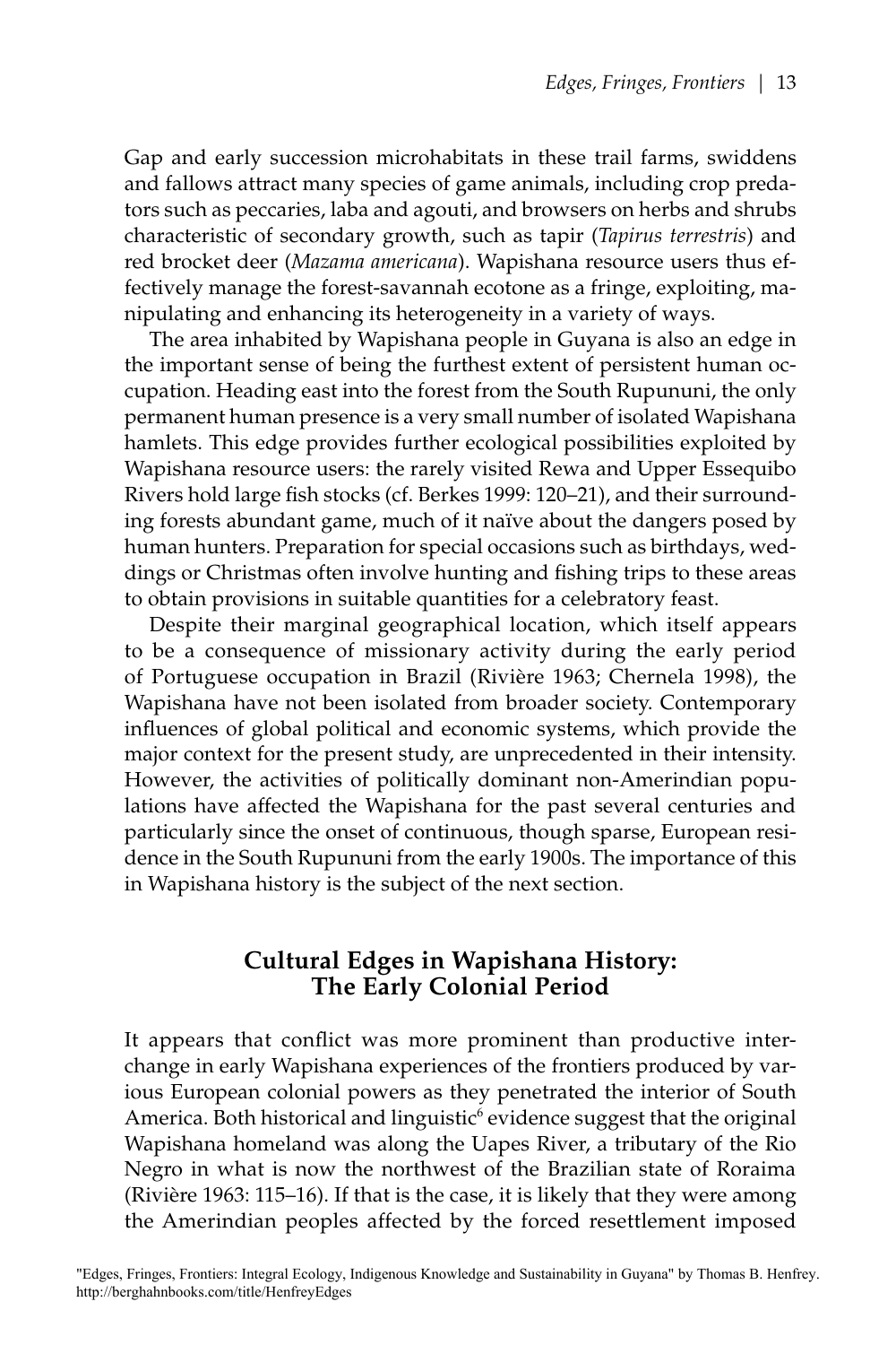Gap and early succession microhabitats in these trail farms, swiddens and fallows attract many species of game animals, including crop predators such as peccaries, laba and agouti, and browsers on herbs and shrubs characteristic of secondary growth, such as tapir (*Tapirus terrestris*) and red brocket deer (*Mazama americana*). Wapishana resource users thus effectively manage the forest-savannah ecotone as a fringe, exploiting, manipulating and enhancing its heterogeneity in a variety of ways.

The area inhabited by Wapishana people in Guyana is also an edge in the important sense of being the furthest extent of persistent human occupation. Heading east into the forest from the South Rupununi, the only permanent human presence is a very small number of isolated Wapishana hamlets. This edge provides further ecological possibilities exploited by Wapishana resource users: the rarely visited Rewa and Upper Essequibo Rivers hold large fish stocks (cf. Berkes 1999: 120–21), and their surrounding forests abundant game, much of it naïve about the dangers posed by human hunters. Preparation for special occasions such as birthdays, weddings or Christmas often involve hunting and fishing trips to these areas to obtain provisions in suitable quantities for a celebratory feast.

Despite their marginal geographical location, which itself appears to be a consequence of missionary activity during the early period of Portuguese occupation in Brazil (Rivière 1963; Chernela 1998), the Wapishana have not been isolated from broader society. Contemporary influences of global political and economic systems, which provide the major context for the present study, are unprecedented in their intensity. However, the activities of politically dominant non-Amerindian populations have affected the Wapishana for the past several centuries and particularly since the onset of continuous, though sparse, European residence in the South Rupununi from the early 1900s. The importance of this in Wapishana history is the subject of the next section.

## Cultural Edges in Wapishana History: The Early Colonial Period

It appears that conflict was more prominent than productive interchange in early Wapishana experiences of the frontiers produced by various European colonial powers as they penetrated the interior of South America. Both historical and linguistic[6] evidence suggest that the original Wapishana homeland was along the Uapes River, a tributary of the Rio Negro in what is now the northwest of the Brazilian state of Roraima (Rivière 1963: 115–16). If that is the case, it is likely that they were among the Amerindian peoples affected by the forced resettlement imposed

"Edges, Fringes, Frontiers: Integral Ecology, Indigenous Knowledge and Sustainability in Guyana" by Thomas B. Henfrey. http://berghahnbooks.com/title/HenfreyEdges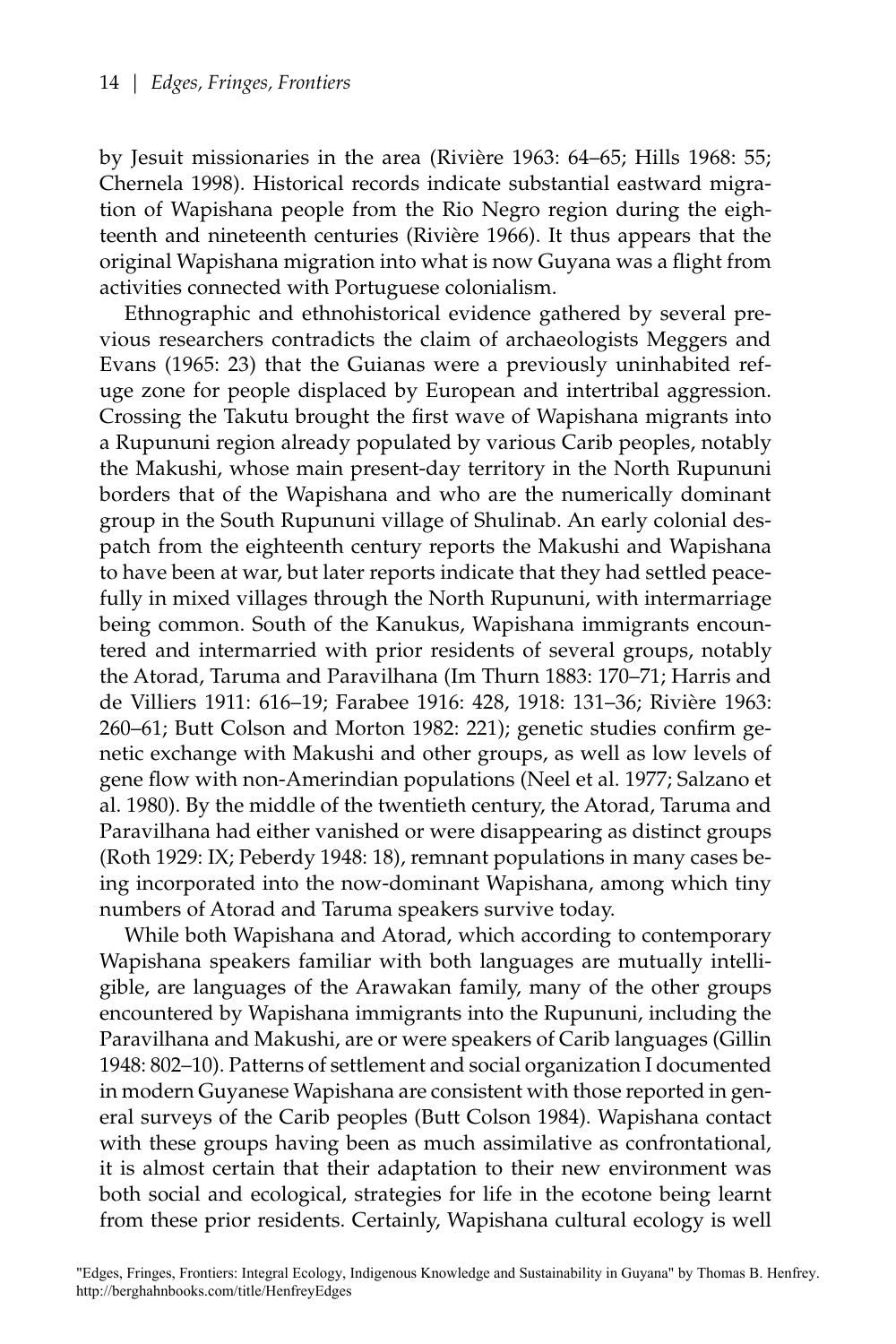by Jesuit missionaries in the area (Rivière 1963: 64–65; Hills 1968: 55; Chernela 1998). Historical records indicate substantial eastward migration of Wapishana people from the Rio Negro region during the eighteenth and nineteenth centuries (Rivière 1966). It thus appears that the original Wapishana migration into what is now Guyana was a flight from activities connected with Portuguese colonialism.

Ethnographic and ethnohistorical evidence gathered by several previous researchers contradicts the claim of archaeologists Meggers and Evans (1965: 23) that the Guianas were a previously uninhabited refuge zone for people displaced by European and intertribal aggression. Crossing the Takutu brought the first wave of Wapishana migrants into a Rupununi region already populated by various Carib peoples, notably the Makushi, whose main present-day territory in the North Rupununi borders that of the Wapishana and who are the numerically dominant group in the South Rupununi village of Shulinab. An early colonial despatch from the eighteenth century reports the Makushi and Wapishana to have been at war, but later reports indicate that they had settled peacefully in mixed villages through the North Rupununi, with intermarriage being common. South of the Kanukus, Wapishana immigrants encountered and intermarried with prior residents of several groups, notably the Atorad, Taruma and Paravilhana (Im Thurn 1883: 170–71; Harris and de Villiers 1911: 616–19; Farabee 1916: 428, 1918: 131–36; Rivière 1963: 260–61; Butt Colson and Morton 1982: 221); genetic studies confirm genetic exchange with Makushi and other groups, as well as low levels of gene flow with non-Amerindian populations (Neel et al. 1977; Salzano et al. 1980). By the middle of the twentieth century, the Atorad, Taruma and Paravilhana had either vanished or were disappearing as distinct groups (Roth 1929: IX; Peberdy 1948: 18), remnant populations in many cases being incorporated into the now-dominant Wapishana, among which tiny numbers of Atorad and Taruma speakers survive today.

While both Wapishana and Atorad, which according to contemporary Wapishana speakers familiar with both languages are mutually intelligible, are languages of the Arawakan family, many of the other groups encountered by Wapishana immigrants into the Rupununi, including the Paravilhana and Makushi, are or were speakers of Carib languages (Gillin 1948: 802–10). Patterns of settlement and social organization I documented in modern Guyanese Wapishana are consistent with those reported in general surveys of the Carib peoples (Butt Colson 1984). Wapishana contact with these groups having been as much assimilative as confrontational, it is almost certain that their adaptation to their new environment was both social and ecological, strategies for life in the ecotone being learnt from these prior residents. Certainly, Wapishana cultural ecology is well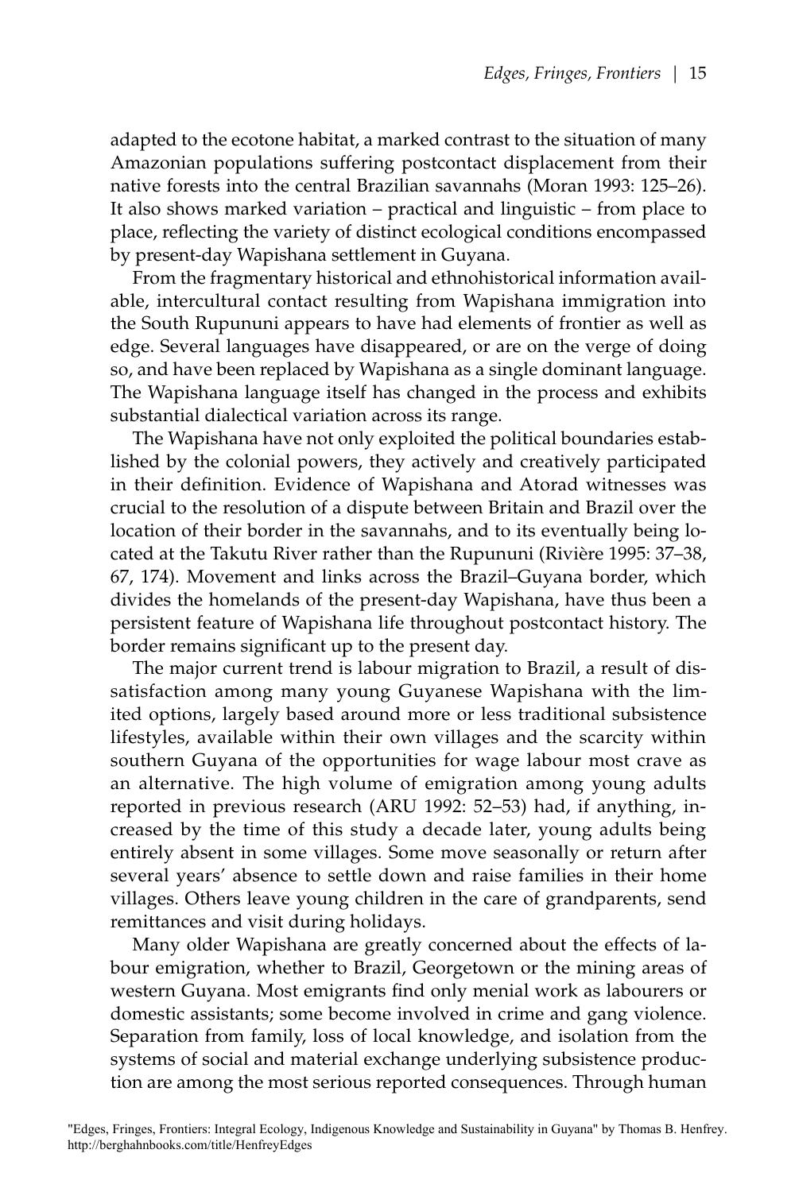adapted to the ecotone habitat, a marked contrast to the situation of many Amazonian populations suffering postcontact displacement from their native forests into the central Brazilian savannahs (Moran 1993: 125–26). It also shows marked variation – practical and linguistic – from place to place, reflecting the variety of distinct ecological conditions encompassed by present-day Wapishana settlement in Guyana.

From the fragmentary historical and ethnohistorical information available, intercultural contact resulting from Wapishana immigration into the South Rupununi appears to have had elements of frontier as well as edge. Several languages have disappeared, or are on the verge of doing so, and have been replaced by Wapishana as a single dominant language. The Wapishana language itself has changed in the process and exhibits substantial dialectical variation across its range.

The Wapishana have not only exploited the political boundaries established by the colonial powers, they actively and creatively participated in their definition. Evidence of Wapishana and Atorad witnesses was crucial to the resolution of a dispute between Britain and Brazil over the location of their border in the savannahs, and to its eventually being located at the Takutu River rather than the Rupununi (Rivière 1995: 37–38, 67, 174). Movement and links across the Brazil–Guyana border, which divides the homelands of the present-day Wapishana, have thus been a persistent feature of Wapishana life throughout postcontact history. The border remains significant up to the present day.

The major current trend is labour migration to Brazil, a result of dissatisfaction among many young Guyanese Wapishana with the limited options, largely based around more or less traditional subsistence lifestyles, available within their own villages and the scarcity within southern Guyana of the opportunities for wage labour most crave as an alternative. The high volume of emigration among young adults reported in previous research (ARU 1992: 52–53) had, if anything, increased by the time of this study a decade later, young adults being entirely absent in some villages. Some move seasonally or return after several years' absence to settle down and raise families in their home villages. Others leave young children in the care of grandparents, send remittances and visit during holidays.

Many older Wapishana are greatly concerned about the effects of labour emigration, whether to Brazil, Georgetown or the mining areas of western Guyana. Most emigrants find only menial work as labourers or domestic assistants; some become involved in crime and gang violence. Separation from family, loss of local knowledge, and isolation from the systems of social and material exchange underlying subsistence production are among the most serious reported consequences. Through human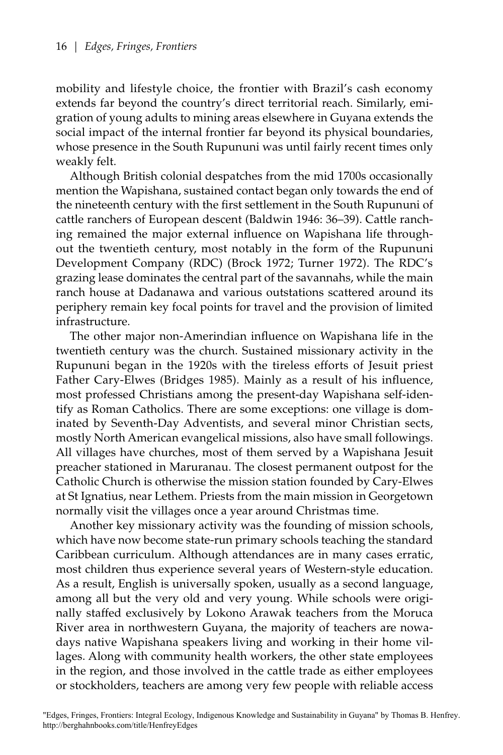mobility and lifestyle choice, the frontier with Brazil's cash economy extends far beyond the country's direct territorial reach. Similarly, emigration of young adults to mining areas elsewhere in Guyana extends the social impact of the internal frontier far beyond its physical boundaries, whose presence in the South Rupununi was until fairly recent times only weakly felt.

Although British colonial despatches from the mid 1700s occasionally mention the Wapishana, sustained contact began only towards the end of the nineteenth century with the first settlement in the South Rupununi of cattle ranchers of European descent (Baldwin 1946: 36–39). Cattle ranching remained the major external influence on Wapishana life throughout the twentieth century, most notably in the form of the Rupununi Development Company (RDC) (Brock 1972; Turner 1972). The RDC's grazing lease dominates the central part of the savannahs, while the main ranch house at Dadanawa and various outstations scattered around its periphery remain key focal points for travel and the provision of limited infrastructure.

The other major non-Amerindian influence on Wapishana life in the twentieth century was the church. Sustained missionary activity in the Rupununi began in the 1920s with the tireless efforts of Jesuit priest Father Cary-Elwes (Bridges 1985). Mainly as a result of his influence, most professed Christians among the present-day Wapishana self-identify as Roman Catholics. There are some exceptions: one village is dominated by Seventh-Day Adventists, and several minor Christian sects, mostly North American evangelical missions, also have small followings. All villages have churches, most of them served by a Wapishana Jesuit preacher stationed in Maruranau. The closest permanent outpost for the Catholic Church is otherwise the mission station founded by Cary-Elwes at St Ignatius, near Lethem. Priests from the main mission in Georgetown normally visit the villages once a year around Christmas time.

Another key missionary activity was the founding of mission schools, which have now become state-run primary schools teaching the standard Caribbean curriculum. Although attendances are in many cases erratic, most children thus experience several years of Western-style education. As a result, English is universally spoken, usually as a second language, among all but the very old and very young. While schools were originally staffed exclusively by Lokono Arawak teachers from the Moruca River area in northwestern Guyana, the majority of teachers are nowadays native Wapishana speakers living and working in their home villages. Along with community health workers, the other state employees in the region, and those involved in the cattle trade as either employees or stockholders, teachers are among very few people with reliable access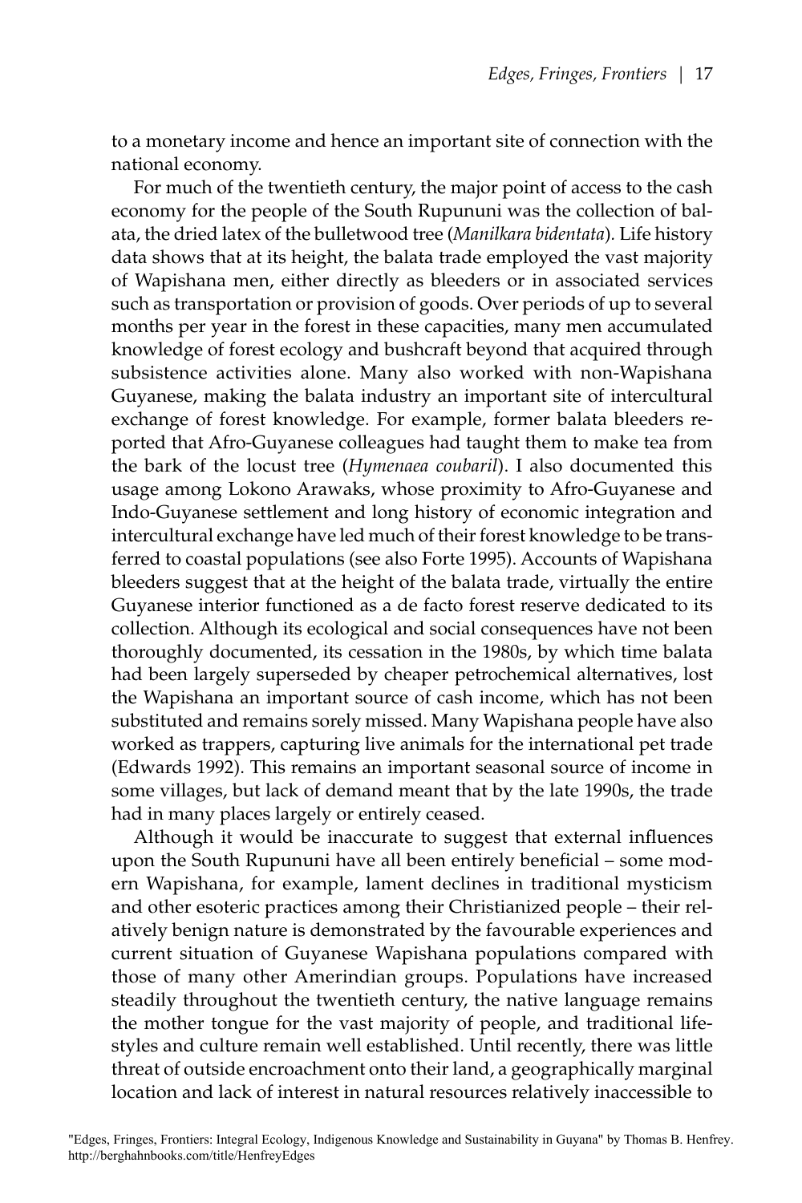to a monetary income and hence an important site of connection with the national economy.

For much of the twentieth century, the major point of access to the cash economy for the people of the South Rupununi was the collection of balata, the dried latex of the bulletwood tree (*Manilkara bidentata*). Life history data shows that at its height, the balata trade employed the vast majority of Wapishana men, either directly as bleeders or in associated services such as transportation or provision of goods. Over periods of up to several months per year in the forest in these capacities, many men accumulated knowledge of forest ecology and bushcraft beyond that acquired through subsistence activities alone. Many also worked with non-Wapishana Guyanese, making the balata industry an important site of intercultural exchange of forest knowledge. For example, former balata bleeders reported that Afro-Guyanese colleagues had taught them to make tea from the bark of the locust tree (*Hymenaea coubaril*). I also documented this usage among Lokono Arawaks, whose proximity to Afro-Guyanese and Indo-Guyanese settlement and long history of economic integration and intercultural exchange have led much of their forest knowledge to be transferred to coastal populations (see also Forte 1995). Accounts of Wapishana bleeders suggest that at the height of the balata trade, virtually the entire Guyanese interior functioned as a de facto forest reserve dedicated to its collection. Although its ecological and social consequences have not been thoroughly documented, its cessation in the 1980s, by which time balata had been largely superseded by cheaper petrochemical alternatives, lost the Wapishana an important source of cash income, which has not been substituted and remains sorely missed. Many Wapishana people have also worked as trappers, capturing live animals for the international pet trade (Edwards 1992). This remains an important seasonal source of income in some villages, but lack of demand meant that by the late 1990s, the trade had in many places largely or entirely ceased.

Although it would be inaccurate to suggest that external influences upon the South Rupununi have all been entirely beneficial – some modern Wapishana, for example, lament declines in traditional mysticism and other esoteric practices among their Christianized people – their relatively benign nature is demonstrated by the favourable experiences and current situation of Guyanese Wapishana populations compared with those of many other Amerindian groups. Populations have increased steadily throughout the twentieth century, the native language remains the mother tongue for the vast majority of people, and traditional lifestyles and culture remain well established. Until recently, there was little threat of outside encroachment onto their land, a geographically marginal location and lack of interest in natural resources relatively inaccessible to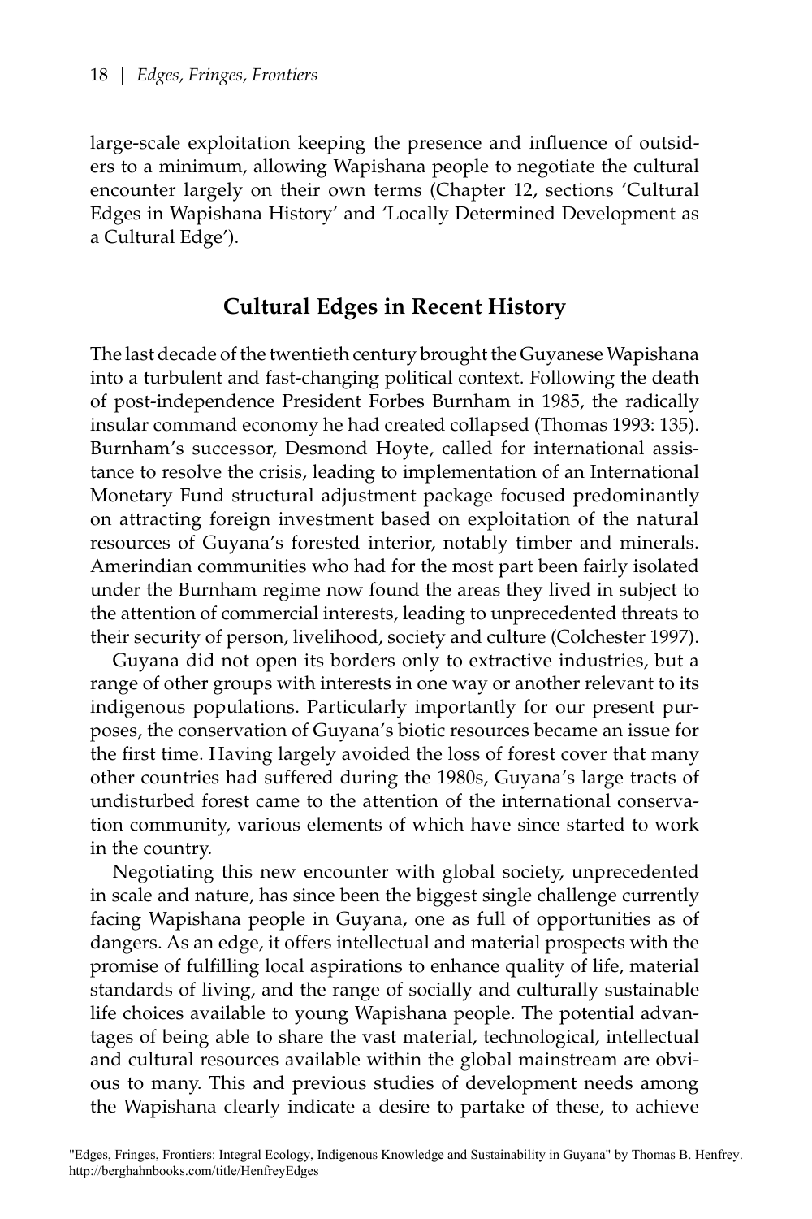large-scale exploitation keeping the presence and influence of outsiders to a minimum, allowing Wapishana people to negotiate the cultural encounter largely on their own terms (Chapter 12, sections 'Cultural Edges in Wapishana History' and 'Locally Determined Development as a Cultural Edge').

## Cultural Edges in Recent History

The last decade of the twentieth century brought the Guyanese Wapishana into a turbulent and fast-changing political context. Following the death of post-independence President Forbes Burnham in 1985, the radically insular command economy he had created collapsed (Thomas 1993: 135). Burnham's successor, Desmond Hoyte, called for international assistance to resolve the crisis, leading to implementation of an International Monetary Fund structural adjustment package focused predominantly on attracting foreign investment based on exploitation of the natural resources of Guyana's forested interior, notably timber and minerals. Amerindian communities who had for the most part been fairly isolated under the Burnham regime now found the areas they lived in subject to the attention of commercial interests, leading to unprecedented threats to their security of person, livelihood, society and culture (Colchester 1997).

Guyana did not open its borders only to extractive industries, but a range of other groups with interests in one way or another relevant to its indigenous populations. Particularly importantly for our present purposes, the conservation of Guyana's biotic resources became an issue for the first time. Having largely avoided the loss of forest cover that many other countries had suffered during the 1980s, Guyana's large tracts of undisturbed forest came to the attention of the international conservation community, various elements of which have since started to work in the country.

Negotiating this new encounter with global society, unprecedented in scale and nature, has since been the biggest single challenge currently facing Wapishana people in Guyana, one as full of opportunities as of dangers. As an edge, it offers intellectual and material prospects with the promise of fulfilling local aspirations to enhance quality of life, material standards of living, and the range of socially and culturally sustainable life choices available to young Wapishana people. The potential advantages of being able to share the vast material, technological, intellectual and cultural resources available within the global mainstream are obvious to many. This and previous studies of development needs among the Wapishana clearly indicate a desire to partake of these, to achieve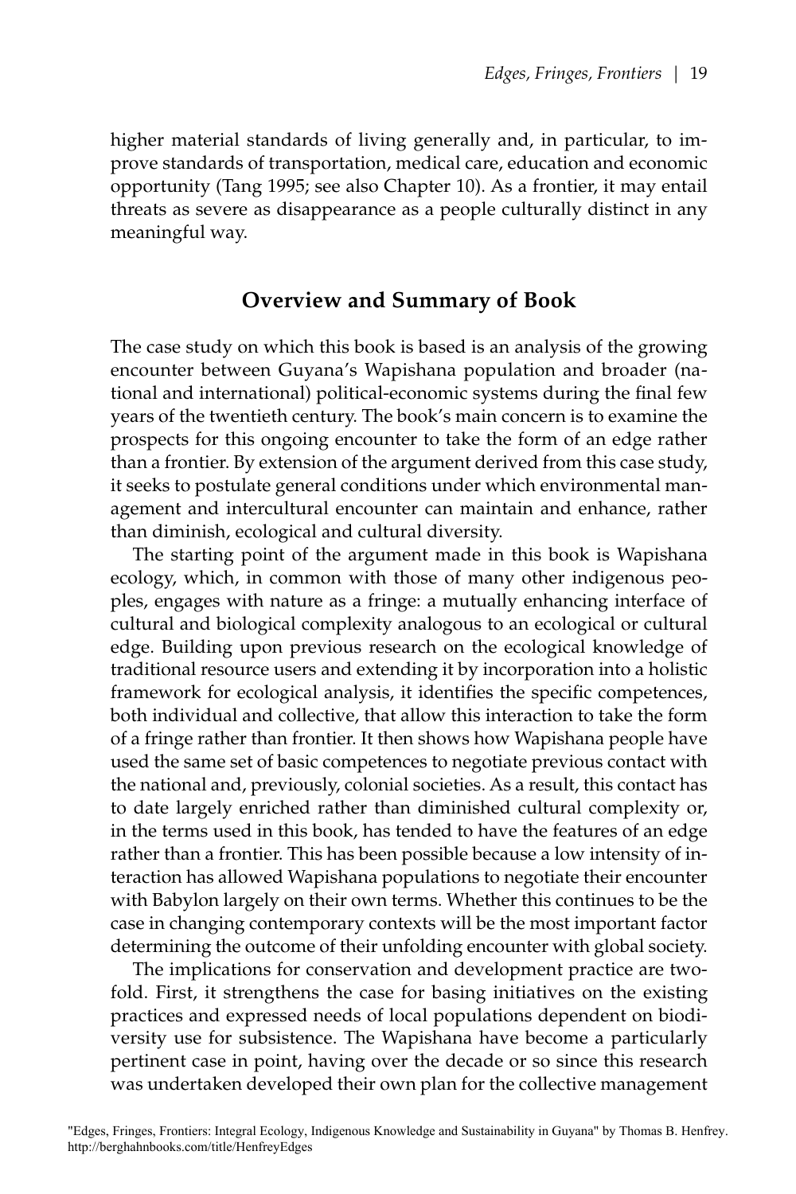higher material standards of living generally and, in particular, to improve standards of transportation, medical care, education and economic opportunity (Tang 1995; see also Chapter 10). As a frontier, it may entail threats as severe as disappearance as a people culturally distinct in any meaningful way.

## Overview and Summary of Book

The case study on which this book is based is an analysis of the growing encounter between Guyana's Wapishana population and broader (national and international) political-economic systems during the final few years of the twentieth century. The book's main concern is to examine the prospects for this ongoing encounter to take the form of an edge rather than a frontier. By extension of the argument derived from this case study, it seeks to postulate general conditions under which environmental management and intercultural encounter can maintain and enhance, rather than diminish, ecological and cultural diversity.

The starting point of the argument made in this book is Wapishana ecology, which, in common with those of many other indigenous peoples, engages with nature as a fringe: a mutually enhancing interface of cultural and biological complexity analogous to an ecological or cultural edge. Building upon previous research on the ecological knowledge of traditional resource users and extending it by incorporation into a holistic framework for ecological analysis, it identifies the specific competences, both individual and collective, that allow this interaction to take the form of a fringe rather than frontier. It then shows how Wapishana people have used the same set of basic competences to negotiate previous contact with the national and, previously, colonial societies. As a result, this contact has to date largely enriched rather than diminished cultural complexity or, in the terms used in this book, has tended to have the features of an edge rather than a frontier. This has been possible because a low intensity of interaction has allowed Wapishana populations to negotiate their encounter with Babylon largely on their own terms. Whether this continues to be the case in changing contemporary contexts will be the most important factor determining the outcome of their unfolding encounter with global society.

The implications for conservation and development practice are twofold. First, it strengthens the case for basing initiatives on the existing practices and expressed needs of local populations dependent on biodiversity use for subsistence. The Wapishana have become a particularly pertinent case in point, having over the decade or so since this research was undertaken developed their own plan for the collective management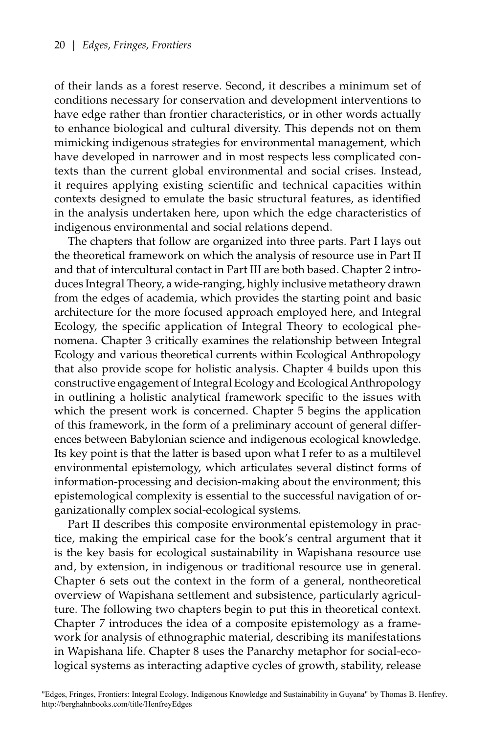of their lands as a forest reserve. Second, it describes a minimum set of conditions necessary for conservation and development interventions to have edge rather than frontier characteristics, or in other words actually to enhance biological and cultural diversity. This depends not on them mimicking indigenous strategies for environmental management, which have developed in narrower and in most respects less complicated contexts than the current global environmental and social crises. Instead, it requires applying existing scientific and technical capacities within contexts designed to emulate the basic structural features, as identified in the analysis undertaken here, upon which the edge characteristics of indigenous environmental and social relations depend.

The chapters that follow are organized into three parts. Part I lays out the theoretical framework on which the analysis of resource use in Part II and that of intercultural contact in Part III are both based. Chapter 2 introduces Integral Theory, a wide-ranging, highly inclusive metatheory drawn from the edges of academia, which provides the starting point and basic architecture for the more focused approach employed here, and Integral Ecology, the specific application of Integral Theory to ecological phenomena. Chapter 3 critically examines the relationship between Integral Ecology and various theoretical currents within Ecological Anthropology that also provide scope for holistic analysis. Chapter 4 builds upon this constructive engagement of Integral Ecology and Ecological Anthropology in outlining a holistic analytical framework specific to the issues with which the present work is concerned. Chapter 5 begins the application of this framework, in the form of a preliminary account of general differences between Babylonian science and indigenous ecological knowledge. Its key point is that the latter is based upon what I refer to as a multilevel environmental epistemology, which articulates several distinct forms of information-processing and decision-making about the environment; this epistemological complexity is essential to the successful navigation of organizationally complex social-ecological systems.

Part II describes this composite environmental epistemology in practice, making the empirical case for the book's central argument that it is the key basis for ecological sustainability in Wapishana resource use and, by extension, in indigenous or traditional resource use in general. Chapter 6 sets out the context in the form of a general, nontheoretical overview of Wapishana settlement and subsistence, particularly agriculture. The following two chapters begin to put this in theoretical context. Chapter 7 introduces the idea of a composite epistemology as a framework for analysis of ethnographic material, describing its manifestations in Wapishana life. Chapter 8 uses the Panarchy metaphor for social-ecological systems as interacting adaptive cycles of growth, stability, release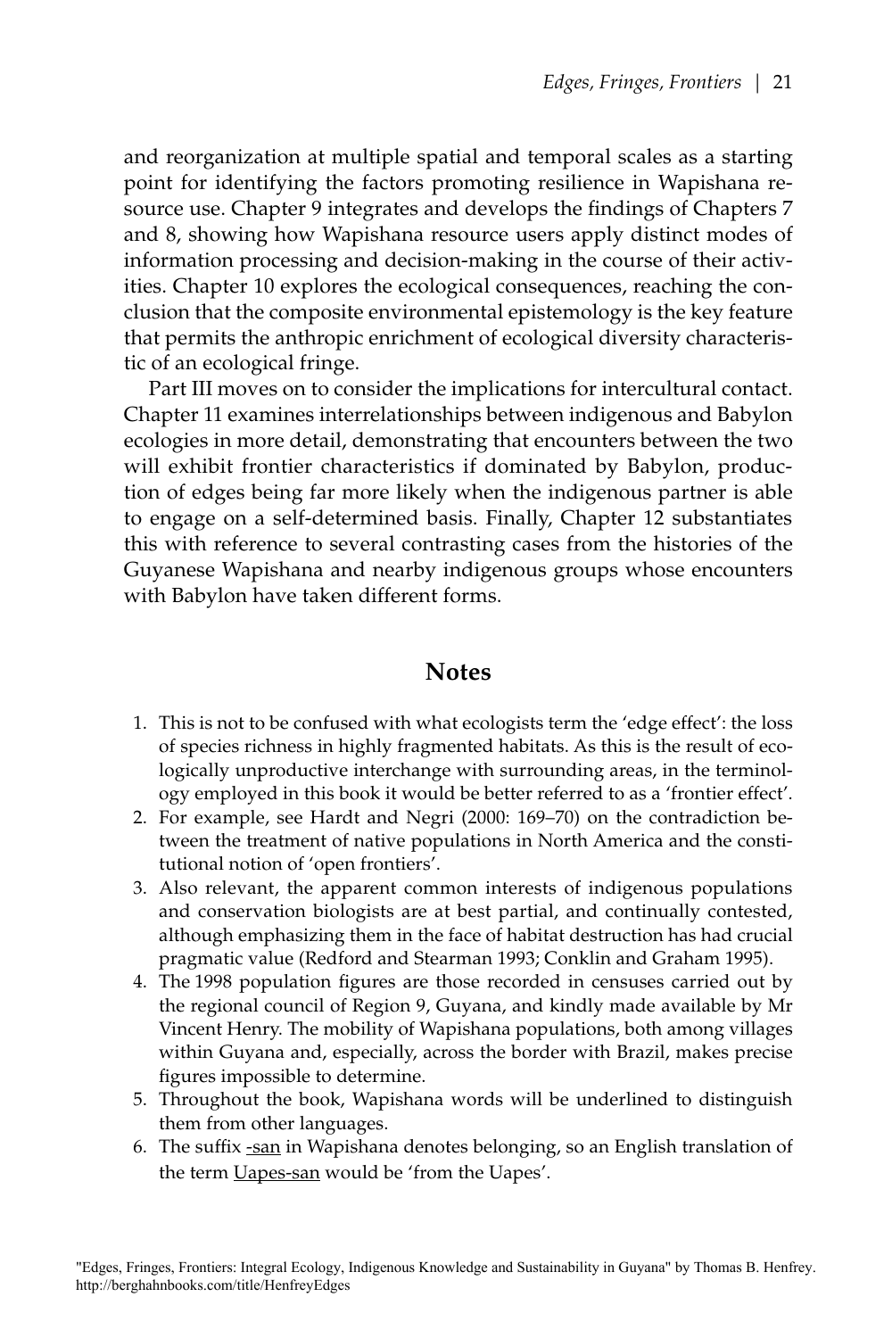and reorganization at multiple spatial and temporal scales as a starting point for identifying the factors promoting resilience in Wapishana resource use. Chapter 9 integrates and develops the findings of Chapters 7 and 8, showing how Wapishana resource users apply distinct modes of information processing and decision-making in the course of their activities. Chapter 10 explores the ecological consequences, reaching the conclusion that the composite environmental epistemology is the key feature that permits the anthropic enrichment of ecological diversity characteristic of an ecological fringe.

Part III moves on to consider the implications for intercultural contact. Chapter 11 examines interrelationships between indigenous and Babylon ecologies in more detail, demonstrating that encounters between the two will exhibit frontier characteristics if dominated by Babylon, production of edges being far more likely when the indigenous partner is able to engage on a self-determined basis. Finally, Chapter 12 substantiates this with reference to several contrasting cases from the histories of the Guyanese Wapishana and nearby indigenous groups whose encounters with Babylon have taken different forms.

## Notes

1. This is not to be confused with what ecologists term the 'edge effect': the loss of species richness in highly fragmented habitats. As this is the result of ecologically unproductive interchange with surrounding areas, in the terminology employed in this book it would be better referred to as a 'frontier effect'.
2. For example, see Hardt and Negri (2000: 169–70) on the contradiction between the treatment of native populations in North America and the constitutional notion of 'open frontiers'.
3. Also relevant, the apparent common interests of indigenous populations and conservation biologists are at best partial, and continually contested, although emphasizing them in the face of habitat destruction has had crucial pragmatic value (Redford and Stearman 1993; Conklin and Graham 1995).
4. The 1998 population figures are those recorded in censuses carried out by the regional council of Region 9, Guyana, and kindly made available by Mr Vincent Henry. The mobility of Wapishana populations, both among villages within Guyana and, especially, across the border with Brazil, makes precise figures impossible to determine.
5. Throughout the book, Wapishana words will be underlined to distinguish them from other languages.
6. The suffix <u>-san</u> in Wapishana denotes belonging, so an English translation of the term <u>Uapes-san</u> would be 'from the Uapes'.